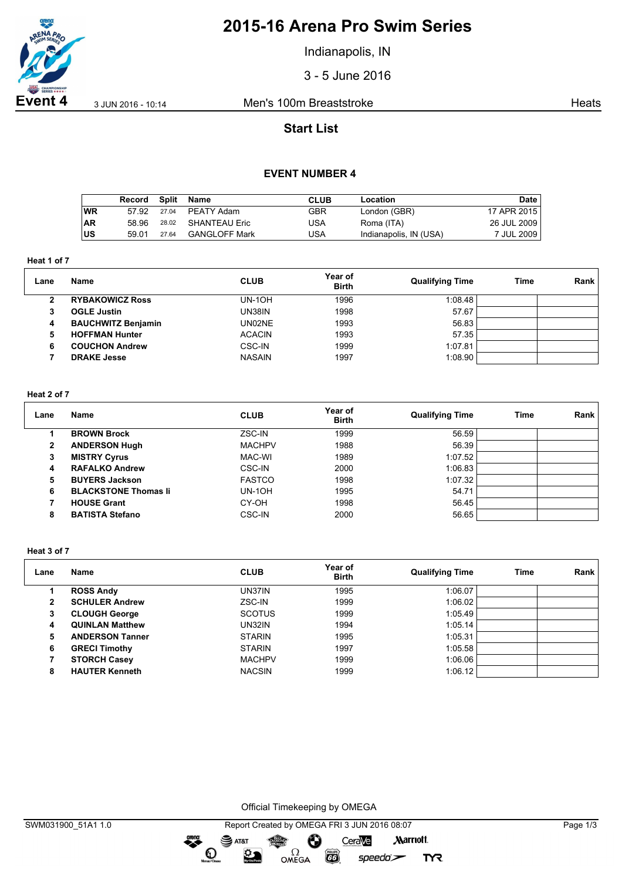# 2015-16 Arena Pro Swim Series

Indianapolis, IN

3 - 5 June 2016

**Event 4** 3 JUN 2016 - 10:14 Men's 100m Breaststroke Heats

## Start List

### EVENT NUMBER 4

| | Record | Split | Name | CLUB | Location | Date |
|---|---|---|---|---|---|---|
| WR | 57.92 | 27.04 | PEATY Adam | GBR | London (GBR) | 17 APR 2015 |
| AR | 58.96 | 28.02 | SHANTEAU Eric | USA | Roma (ITA) | 26 JUL 2009 |
| US | 59.01 | 27.64 | GANGLOFF Mark | USA | Indianapolis, IN (USA) | 7 JUL 2009 |

**Heat 1 of 7**

| Lane | Name | CLUB | Year of Birth | Qualifying Time | Time | Rank |
|---|---|---|---|---|---|---|
| 2 | **RYBAKOWICZ Ross** | UN-1OH | 1996 | 1:08.48 | | |
| 3 | **OGLE Justin** | UN38IN | 1998 | 57.67 | | |
| 4 | **BAUCHWITZ Benjamin** | UN02NE | 1993 | 56.83 | | |
| 5 | **HOFFMAN Hunter** | ACACIN | 1993 | 57.35 | | |
| 6 | **COUCHON Andrew** | CSC-IN | 1999 | 1:07.81 | | |
| 7 | **DRAKE Jesse** | NASAIN | 1997 | 1:08.90 | | |

**Heat 2 of 7**

| Lane | Name | CLUB | Year of Birth | Qualifying Time | Time | Rank |
|---|---|---|---|---|---|---|
| 1 | **BROWN Brock** | ZSC-IN | 1999 | 56.59 | | |
| 2 | **ANDERSON Hugh** | MACHPV | 1988 | 56.39 | | |
| 3 | **MISTRY Cyrus** | MAC-WI | 1989 | 1:07.52 | | |
| 4 | **RAFALKO Andrew** | CSC-IN | 2000 | 1:06.83 | | |
| 5 | **BUYERS Jackson** | FASTCO | 1998 | 1:07.32 | | |
| 6 | **BLACKSTONE Thomas Ii** | UN-1OH | 1995 | 54.71 | | |
| 7 | **HOUSE Grant** | CY-OH | 1998 | 56.45 | | |
| 8 | **BATISTA Stefano** | CSC-IN | 2000 | 56.65 | | |

**Heat 3 of 7**

| Lane | Name | CLUB | Year of Birth | Qualifying Time | Time | Rank |
|---|---|---|---|---|---|---|
| 1 | **ROSS Andy** | UN37IN | 1995 | 1:06.07 | | |
| 2 | **SCHULER Andrew** | ZSC-IN | 1999 | 1:06.02 | | |
| 3 | **CLOUGH George** | SCOTUS | 1999 | 1:05.49 | | |
| 4 | **QUINLAN Matthew** | UN32IN | 1994 | 1:05.14 | | |
| 5 | **ANDERSON Tanner** | STARIN | 1995 | 1:05.31 | | |
| 6 | **GRECI Timothy** | STARIN | 1997 | 1:05.58 | | |
| 7 | **STORCH Casey** | MACHPV | 1999 | 1:06.06 | | |
| 8 | **HAUTER Kenneth** | NACSIN | 1999 | 1:06.12 | | |

Official Timekeeping by OMEGA

SWM031900_51A1 1.0 Report Created by OMEGA FRI 3 JUN 2016 08:07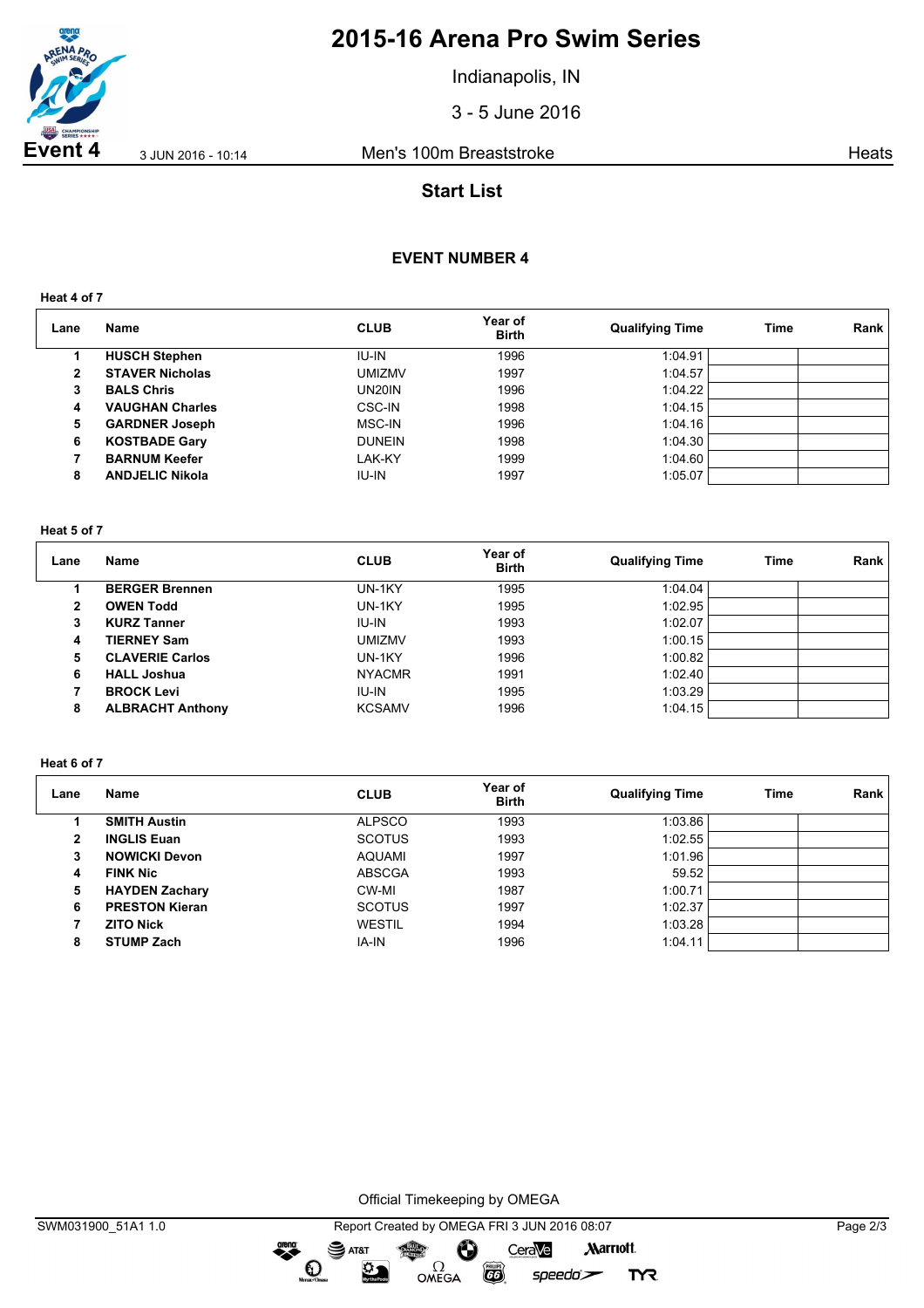# 2015-16 Arena Pro Swim Series

Indianapolis, IN

3 - 5 June 2016

**Event 4** 3 JUN 2016 - 10:14 Men's 100m Breaststroke Heats

## Start List

### EVENT NUMBER 4

**Heat 4 of 7**

| Lane | Name | CLUB | Year of Birth | Qualifying Time | Time | Rank |
|---|---|---|---|---|---|---|
| 1 | **HUSCH Stephen** | IU-IN | 1996 | 1:04.91 | | |
| 2 | **STAVER Nicholas** | UMIZMV | 1997 | 1:04.57 | | |
| 3 | **BALS Chris** | UN20IN | 1996 | 1:04.22 | | |
| 4 | **VAUGHAN Charles** | CSC-IN | 1998 | 1:04.15 | | |
| 5 | **GARDNER Joseph** | MSC-IN | 1996 | 1:04.16 | | |
| 6 | **KOSTBADE Gary** | DUNEIN | 1998 | 1:04.30 | | |
| 7 | **BARNUM Keefer** | LAK-KY | 1999 | 1:04.60 | | |
| 8 | **ANDJELIC Nikola** | IU-IN | 1997 | 1:05.07 | | |

**Heat 5 of 7**

| Lane | Name | CLUB | Year of Birth | Qualifying Time | Time | Rank |
|---|---|---|---|---|---|---|
| 1 | **BERGER Brennen** | UN-1KY | 1995 | 1:04.04 | | |
| 2 | **OWEN Todd** | UN-1KY | 1995 | 1:02.95 | | |
| 3 | **KURZ Tanner** | IU-IN | 1993 | 1:02.07 | | |
| 4 | **TIERNEY Sam** | UMIZMV | 1993 | 1:00.15 | | |
| 5 | **CLAVERIE Carlos** | UN-1KY | 1996 | 1:00.82 | | |
| 6 | **HALL Joshua** | NYACMR | 1991 | 1:02.40 | | |
| 7 | **BROCK Levi** | IU-IN | 1995 | 1:03.29 | | |
| 8 | **ALBRACHT Anthony** | KCSAMV | 1996 | 1:04.15 | | |

**Heat 6 of 7**

| Lane | Name | CLUB | Year of Birth | Qualifying Time | Time | Rank |
|---|---|---|---|---|---|---|
| 1 | **SMITH Austin** | ALPSCO | 1993 | 1:03.86 | | |
| 2 | **INGLIS Euan** | SCOTUS | 1993 | 1:02.55 | | |
| 3 | **NOWICKI Devon** | AQUAMI | 1997 | 1:01.96 | | |
| 4 | **FINK Nic** | ABSCGA | 1993 | 59.52 | | |
| 5 | **HAYDEN Zachary** | CW-MI | 1987 | 1:00.71 | | |
| 6 | **PRESTON Kieran** | SCOTUS | 1997 | 1:02.37 | | |
| 7 | **ZITO Nick** | WESTIL | 1994 | 1:03.28 | | |
| 8 | **STUMP Zach** | IA-IN | 1996 | 1:04.11 | | |

Official Timekeeping by OMEGA

SWM031900_51A1 1.0 Report Created by OMEGA FRI 3 JUN 2016 08:07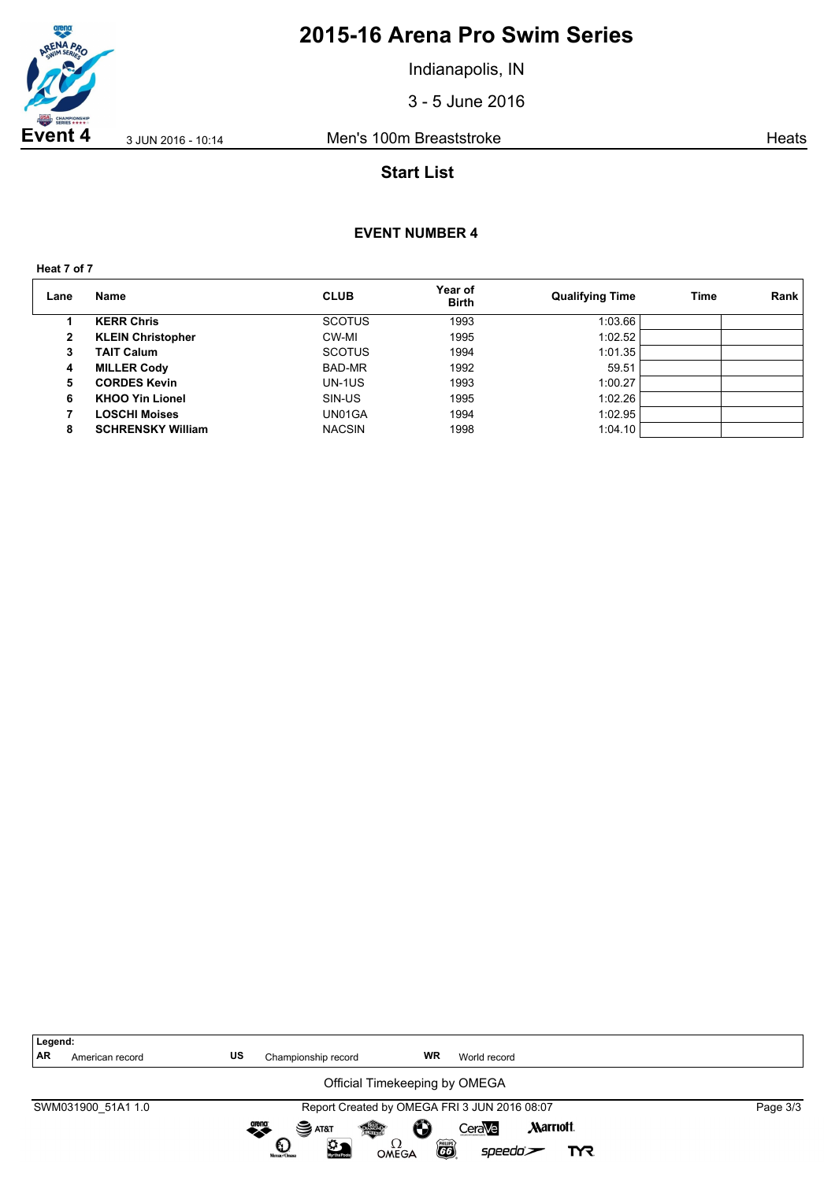# 2015-16 Arena Pro Swim Series

Indianapolis, IN

3 - 5 June 2016

**Event 4** 3 JUN 2016 - 10:14 Men's 100m Breaststroke Heats

## Start List

### EVENT NUMBER 4

**Heat 7 of 7**

| Lane | Name | CLUB | Year of Birth | Qualifying Time | Time | Rank |
|---|---|---|---|---|---|---|
| 1 | **KERR Chris** | SCOTUS | 1993 | 1:03.66 | | |
| 2 | **KLEIN Christopher** | CW-MI | 1995 | 1:02.52 | | |
| 3 | **TAIT Calum** | SCOTUS | 1994 | 1:01.35 | | |
| 4 | **MILLER Cody** | BAD-MR | 1992 | 59.51 | | |
| 5 | **CORDES Kevin** | UN-1US | 1993 | 1:00.27 | | |
| 6 | **KHOO Yin Lionel** | SIN-US | 1995 | 1:02.26 | | |
| 7 | **LOSCHI Moises** | UN01GA | 1994 | 1:02.95 | | |
| 8 | **SCHRENSKY William** | NACSIN | 1998 | 1:04.10 | | |

Legend:

| | | | | | |
|---|---|---|---|---|---|
| AR | American record | US | Championship record | WR | World record |

Official Timekeeping by OMEGA

SWM031900_51A1 1.0 Report Created by OMEGA FRI 3 JUN 2016 08:07